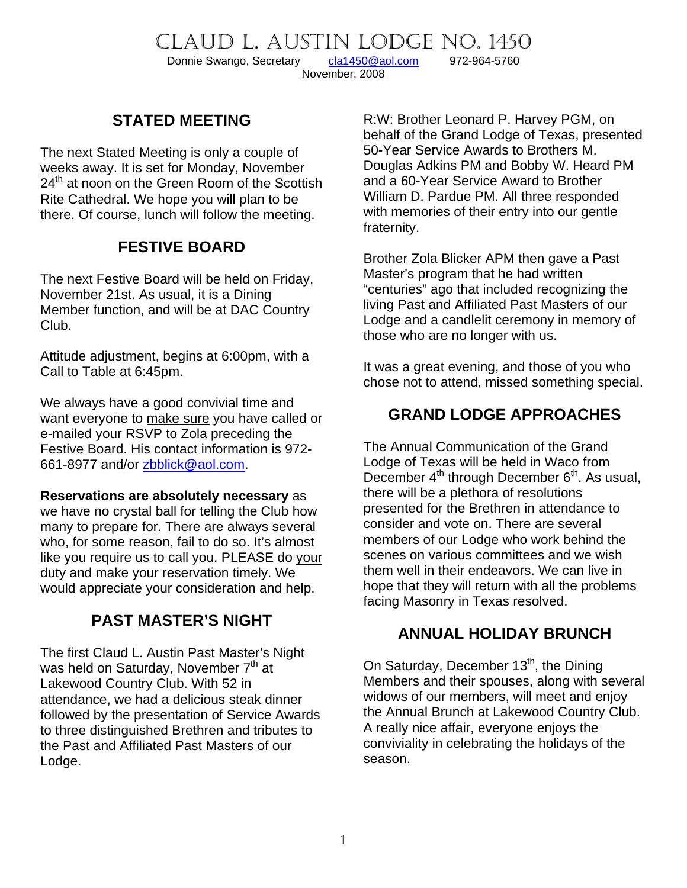# CLAUD L. AUSTIN LODGE NO. 1450

Donnie Swango, Secretary cla1450@aol.com 972-964-5760
November, 2008

## STATED MEETING

The next Stated Meeting is only a couple of weeks away. It is set for Monday, November 24th at noon on the Green Room of the Scottish Rite Cathedral. We hope you will plan to be there. Of course, lunch will follow the meeting.

## FESTIVE BOARD

The next Festive Board will be held on Friday, November 21st. As usual, it is a Dining Member function, and will be at DAC Country Club.

Attitude adjustment, begins at 6:00pm, with a Call to Table at 6:45pm.

We always have a good convivial time and want everyone to make sure you have called or e-mailed your RSVP to Zola preceding the Festive Board. His contact information is 972-661-8977 and/or zbblick@aol.com.

**Reservations are absolutely necessary** as we have no crystal ball for telling the Club how many to prepare for. There are always several who, for some reason, fail to do so. It's almost like you require us to call you. PLEASE do your duty and make your reservation timely. We would appreciate your consideration and help.

## PAST MASTER'S NIGHT

The first Claud L. Austin Past Master's Night was held on Saturday, November 7th at Lakewood Country Club. With 52 in attendance, we had a delicious steak dinner followed by the presentation of Service Awards to three distinguished Brethren and tributes to the Past and Affiliated Past Masters of our Lodge.

R:W: Brother Leonard P. Harvey PGM, on behalf of the Grand Lodge of Texas, presented 50-Year Service Awards to Brothers M. Douglas Adkins PM and Bobby W. Heard PM and a 60-Year Service Award to Brother William D. Pardue PM. All three responded with memories of their entry into our gentle fraternity.

Brother Zola Blicker APM then gave a Past Master's program that he had written "centuries" ago that included recognizing the living Past and Affiliated Past Masters of our Lodge and a candlelit ceremony in memory of those who are no longer with us.

It was a great evening, and those of you who chose not to attend, missed something special.

## GRAND LODGE APPROACHES

The Annual Communication of the Grand Lodge of Texas will be held in Waco from December 4th through December 6th. As usual, there will be a plethora of resolutions presented for the Brethren in attendance to consider and vote on. There are several members of our Lodge who work behind the scenes on various committees and we wish them well in their endeavors. We can live in hope that they will return with all the problems facing Masonry in Texas resolved.

## ANNUAL HOLIDAY BRUNCH

On Saturday, December 13th, the Dining Members and their spouses, along with several widows of our members, will meet and enjoy the Annual Brunch at Lakewood Country Club. A really nice affair, everyone enjoys the conviviality in celebrating the holidays of the season.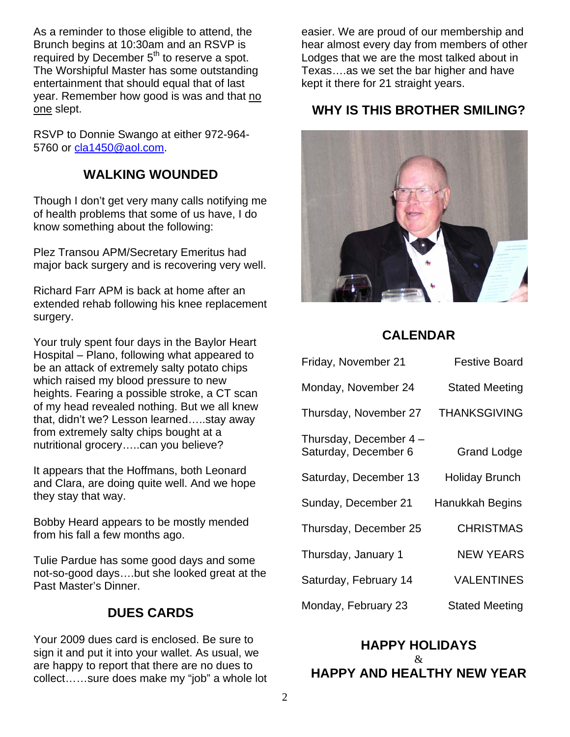As a reminder to those eligible to attend, the Brunch begins at 10:30am and an RSVP is required by December 5th to reserve a spot. The Worshipful Master has some outstanding entertainment that should equal that of last year. Remember how good is was and that no one slept.

RSVP to Donnie Swango at either 972-964-5760 or cla1450@aol.com.

## WALKING WOUNDED

Though I don't get very many calls notifying me of health problems that some of us have, I do know something about the following:

Plez Transou APM/Secretary Emeritus had major back surgery and is recovering very well.

Richard Farr APM is back at home after an extended rehab following his knee replacement surgery.

Your truly spent four days in the Baylor Heart Hospital – Plano, following what appeared to be an attack of extremely salty potato chips which raised my blood pressure to new heights. Fearing a possible stroke, a CT scan of my head revealed nothing. But we all knew that, didn't we? Lesson learned…..stay away from extremely salty chips bought at a nutritional grocery…..can you believe?

It appears that the Hoffmans, both Leonard and Clara, are doing quite well. And we hope they stay that way.

Bobby Heard appears to be mostly mended from his fall a few months ago.

Tulie Pardue has some good days and some not-so-good days….but she looked great at the Past Master's Dinner.

## DUES CARDS

Your 2009 dues card is enclosed. Be sure to sign it and put it into your wallet. As usual, we are happy to report that there are no dues to collect……sure does make my "job" a whole lot easier. We are proud of our membership and hear almost every day from members of other Lodges that we are the most talked about in Texas….as we set the bar higher and have kept it there for 21 straight years.

## WHY IS THIS BROTHER SMILING?

## CALENDAR

| | |
|---|---|
| Friday, November 21 | Festive Board |
| Monday, November 24 | Stated Meeting |
| Thursday, November 27 | THANKSGIVING |
| Thursday, December 4 – Saturday, December 6 | Grand Lodge |
| Saturday, December 13 | Holiday Brunch |
| Sunday, December 21 | Hanukkah Begins |
| Thursday, December 25 | CHRISTMAS |
| Thursday, January 1 | NEW YEARS |
| Saturday, February 14 | VALENTINES |
| Monday, February 23 | Stated Meeting |

## HAPPY HOLIDAYS
&
## HAPPY AND HEALTHY NEW YEAR